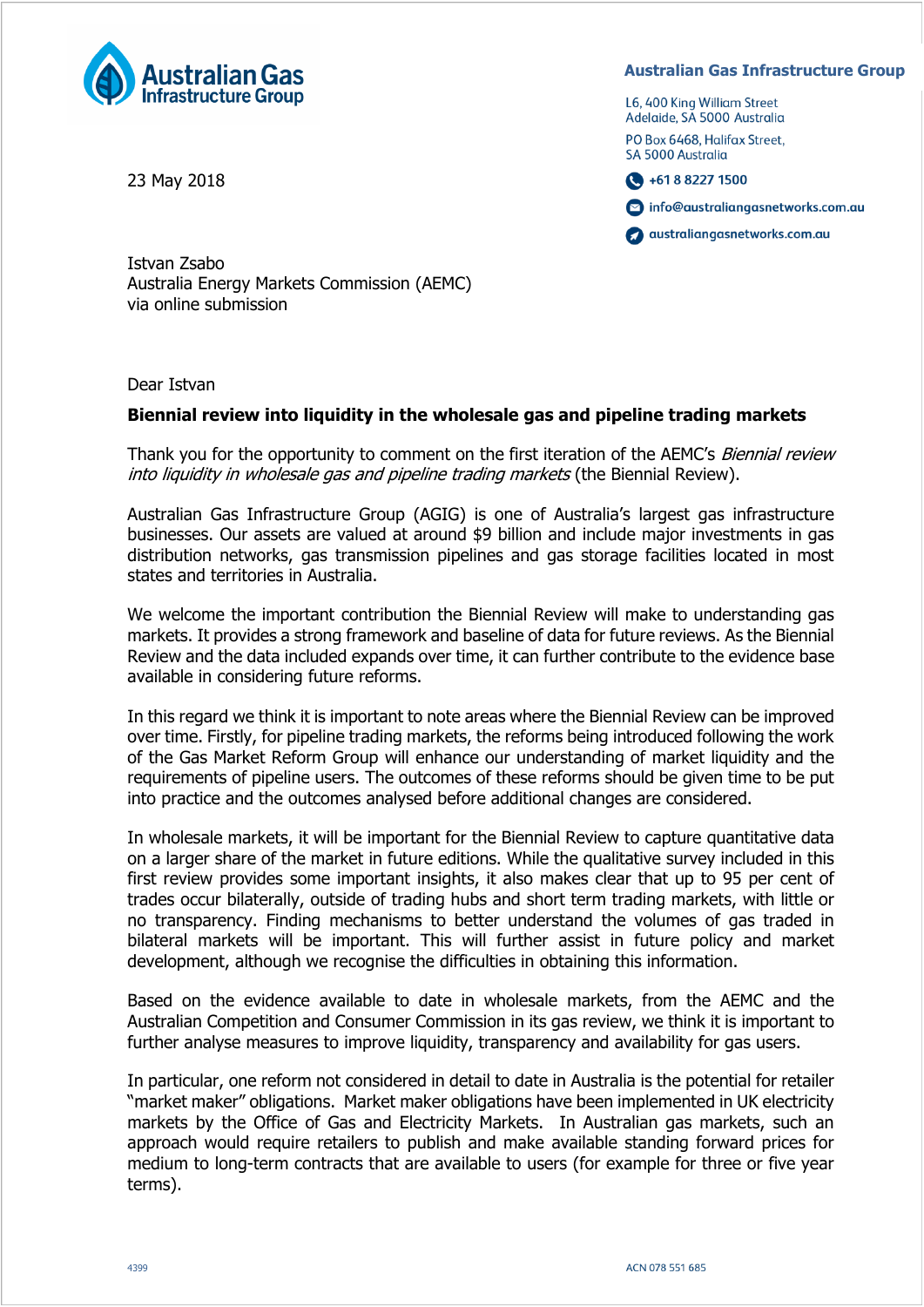Australian Gas Infrastructure Group

L6, 400 King William Street
Adelaide, SA 5000 Australia

PO Box 6468, Halifax Street,
SA 5000 Australia

+61 8 8227 1500

info@australiangasnetworks.com.au

australiangasnetworks.com.au

23 May 2018

Istvan Zsabo
Australia Energy Markets Commission (AEMC)
via online submission

Dear Istvan

**Biennial review into liquidity in the wholesale gas and pipeline trading markets**

Thank you for the opportunity to comment on the first iteration of the AEMC's *Biennial review into liquidity in wholesale gas and pipeline trading markets* (the Biennial Review).

Australian Gas Infrastructure Group (AGIG) is one of Australia's largest gas infrastructure businesses. Our assets are valued at around $9 billion and include major investments in gas distribution networks, gas transmission pipelines and gas storage facilities located in most states and territories in Australia.

We welcome the important contribution the Biennial Review will make to understanding gas markets. It provides a strong framework and baseline of data for future reviews. As the Biennial Review and the data included expands over time, it can further contribute to the evidence base available in considering future reforms.

In this regard we think it is important to note areas where the Biennial Review can be improved over time. Firstly, for pipeline trading markets, the reforms being introduced following the work of the Gas Market Reform Group will enhance our understanding of market liquidity and the requirements of pipeline users. The outcomes of these reforms should be given time to be put into practice and the outcomes analysed before additional changes are considered.

In wholesale markets, it will be important for the Biennial Review to capture quantitative data on a larger share of the market in future editions. While the qualitative survey included in this first review provides some important insights, it also makes clear that up to 95 per cent of trades occur bilaterally, outside of trading hubs and short term trading markets, with little or no transparency. Finding mechanisms to better understand the volumes of gas traded in bilateral markets will be important. This will further assist in future policy and market development, although we recognise the difficulties in obtaining this information.

Based on the evidence available to date in wholesale markets, from the AEMC and the Australian Competition and Consumer Commission in its gas review, we think it is important to further analyse measures to improve liquidity, transparency and availability for gas users.

In particular, one reform not considered in detail to date in Australia is the potential for retailer "market maker" obligations. Market maker obligations have been implemented in UK electricity markets by the Office of Gas and Electricity Markets. In Australian gas markets, such an approach would require retailers to publish and make available standing forward prices for medium to long-term contracts that are available to users (for example for three or five year terms).

4399 ACN 078 551 685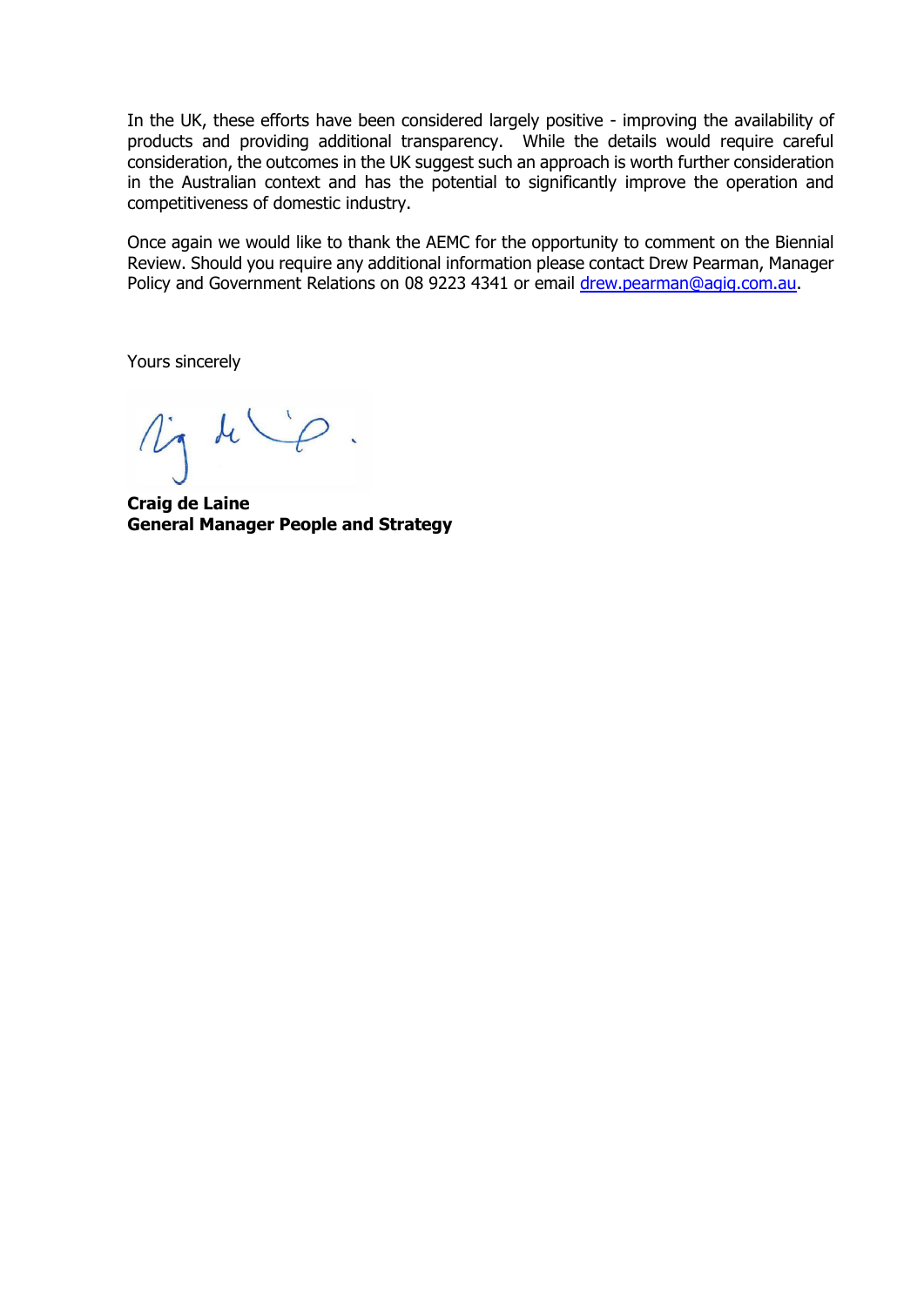In the UK, these efforts have been considered largely positive - improving the availability of products and providing additional transparency. While the details would require careful consideration, the outcomes in the UK suggest such an approach is worth further consideration in the Australian context and has the potential to significantly improve the operation and competitiveness of domestic industry.

Once again we would like to thank the AEMC for the opportunity to comment on the Biennial Review. Should you require any additional information please contact Drew Pearman, Manager Policy and Government Relations on 08 9223 4341 or email drew.pearman@agig.com.au.

Yours sincerely

**Craig de Laine**
**General Manager People and Strategy**